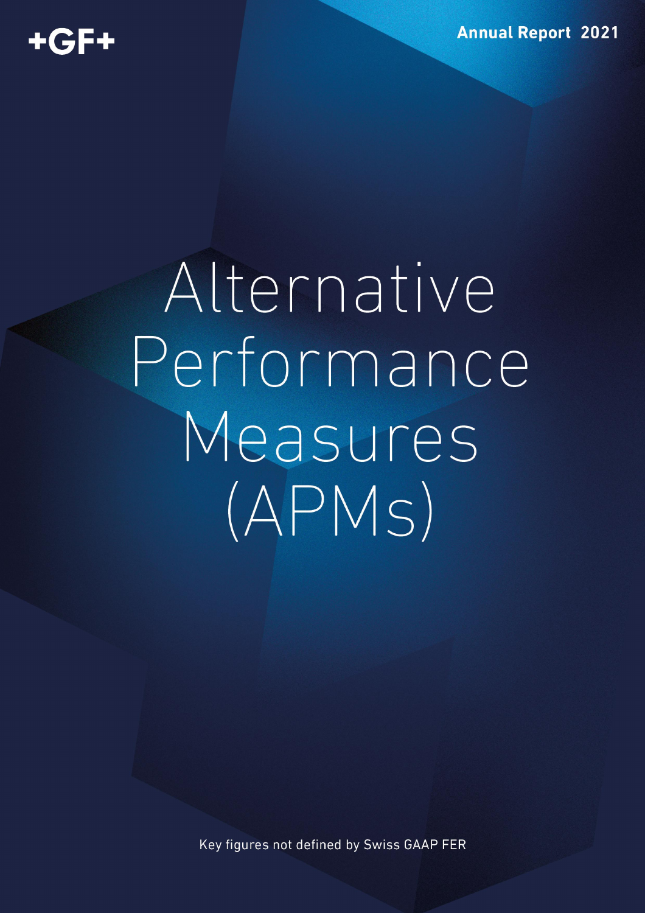+GF+

Annual Report 2021

# Alternative Performance Measures (APMs)

Key figures not defined by Swiss GAAP FER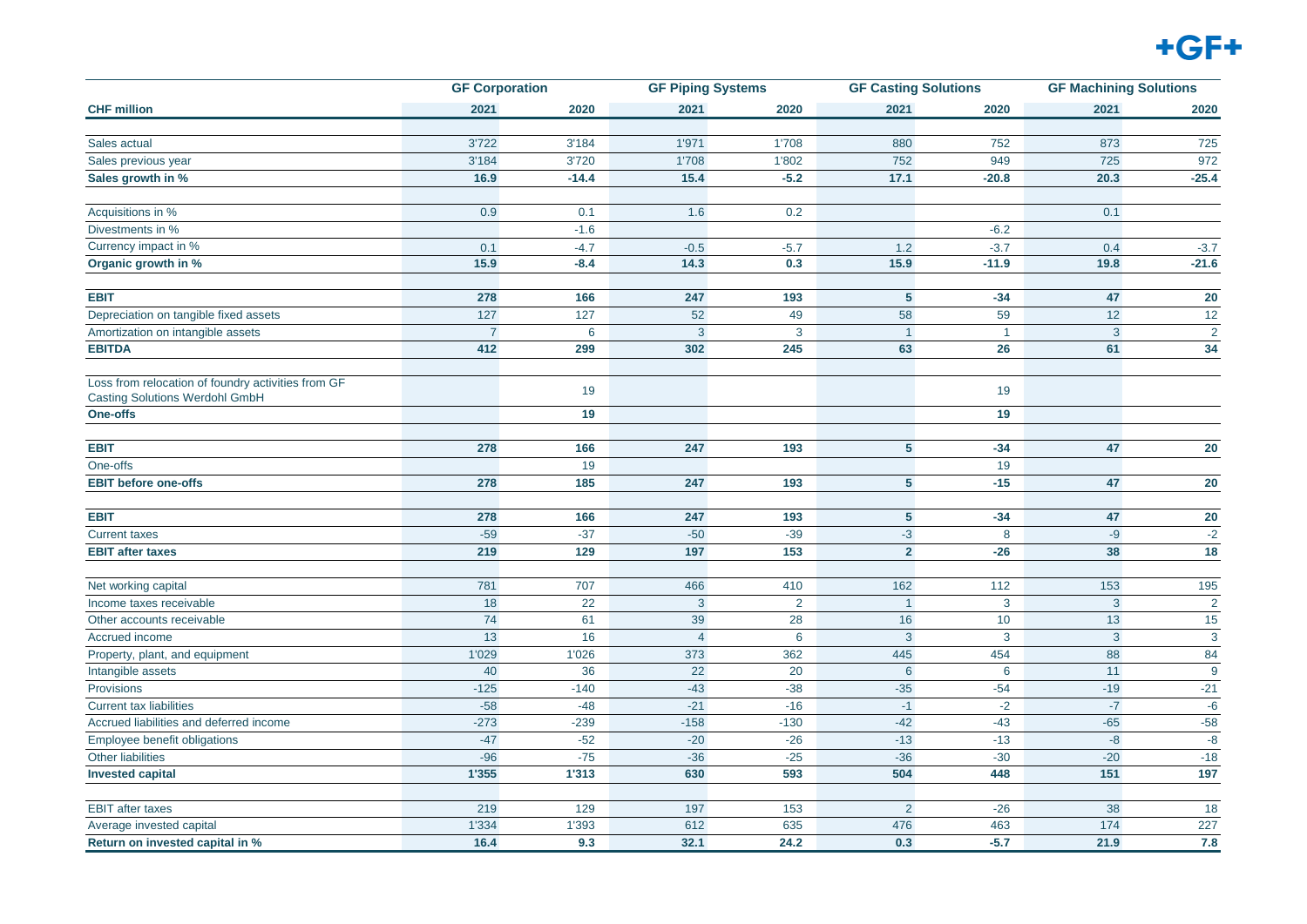| CHF million | GF Corporation 2021 | GF Corporation 2020 | GF Piping Systems 2021 | GF Piping Systems 2020 | GF Casting Solutions 2021 | GF Casting Solutions 2020 | GF Machining Solutions 2021 | GF Machining Solutions 2020 |
|---|---|---|---|---|---|---|---|---|
| Sales actual | 3'722 | 3'184 | 1'971 | 1'708 | 880 | 752 | 873 | 725 |
| Sales previous year | 3'184 | 3'720 | 1'708 | 1'802 | 752 | 949 | 725 | 972 |
| **Sales growth in %** | **16.9** | **-14.4** | **15.4** | **-5.2** | **17.1** | **-20.8** | **20.3** | **-25.4** |
| Acquisitions in % | 0.9 | 0.1 | 1.6 | 0.2 | | | 0.1 | |
| Divestments in % | | -1.6 | | | | -6.2 | | |
| Currency impact in % | 0.1 | -4.7 | -0.5 | -5.7 | 1.2 | -3.7 | 0.4 | -3.7 |
| **Organic growth in %** | **15.9** | **-8.4** | **14.3** | **0.3** | **15.9** | **-11.9** | **19.8** | **-21.6** |
| **EBIT** | **278** | **166** | **247** | **193** | **5** | **-34** | **47** | **20** |
| Depreciation on tangible fixed assets | 127 | 127 | 52 | 49 | 58 | 59 | 12 | 12 |
| Amortization on intangible assets | 7 | 6 | 3 | 3 | 1 | 1 | 3 | 2 |
| **EBITDA** | **412** | **299** | **302** | **245** | **63** | **26** | **61** | **34** |
| Loss from relocation of foundry activities from GF Casting Solutions Werdohl GmbH | | 19 | | | | 19 | | |
| **One-offs** | | **19** | | | | **19** | | |
| **EBIT** | **278** | **166** | **247** | **193** | **5** | **-34** | **47** | **20** |
| One-offs | | 19 | | | | 19 | | |
| **EBIT before one-offs** | **278** | **185** | **247** | **193** | **5** | **-15** | **47** | **20** |
| **EBIT** | **278** | **166** | **247** | **193** | **5** | **-34** | **47** | **20** |
| Current taxes | -59 | -37 | -50 | -39 | -3 | 8 | -9 | -2 |
| **EBIT after taxes** | **219** | **129** | **197** | **153** | **2** | **-26** | **38** | **18** |
| Net working capital | 781 | 707 | 466 | 410 | 162 | 112 | 153 | 195 |
| Income taxes receivable | 18 | 22 | 3 | 2 | 1 | 3 | 3 | 2 |
| Other accounts receivable | 74 | 61 | 39 | 28 | 16 | 10 | 13 | 15 |
| Accrued income | 13 | 16 | 4 | 6 | 3 | 3 | 3 | 3 |
| Property, plant, and equipment | 1'029 | 1'026 | 373 | 362 | 445 | 454 | 88 | 84 |
| Intangible assets | 40 | 36 | 22 | 20 | 6 | 6 | 11 | 9 |
| Provisions | -125 | -140 | -43 | -38 | -35 | -54 | -19 | -21 |
| Current tax liabilities | -58 | -48 | -21 | -16 | -1 | -2 | -7 | -6 |
| Accrued liabilities and deferred income | -273 | -239 | -158 | -130 | -42 | -43 | -65 | -58 |
| Employee benefit obligations | -47 | -52 | -20 | -26 | -13 | -13 | -8 | -8 |
| Other liabilities | -96 | -75 | -36 | -25 | -36 | -30 | -20 | -18 |
| **Invested capital** | **1'355** | **1'313** | **630** | **593** | **504** | **448** | **151** | **197** |
| EBIT after taxes | 219 | 129 | 197 | 153 | 2 | -26 | 38 | 18 |
| Average invested capital | 1'334 | 1'393 | 612 | 635 | 476 | 463 | 174 | 227 |
| **Return on invested capital in %** | **16.4** | **9.3** | **32.1** | **24.2** | **0.3** | **-5.7** | **21.9** | **7.8** |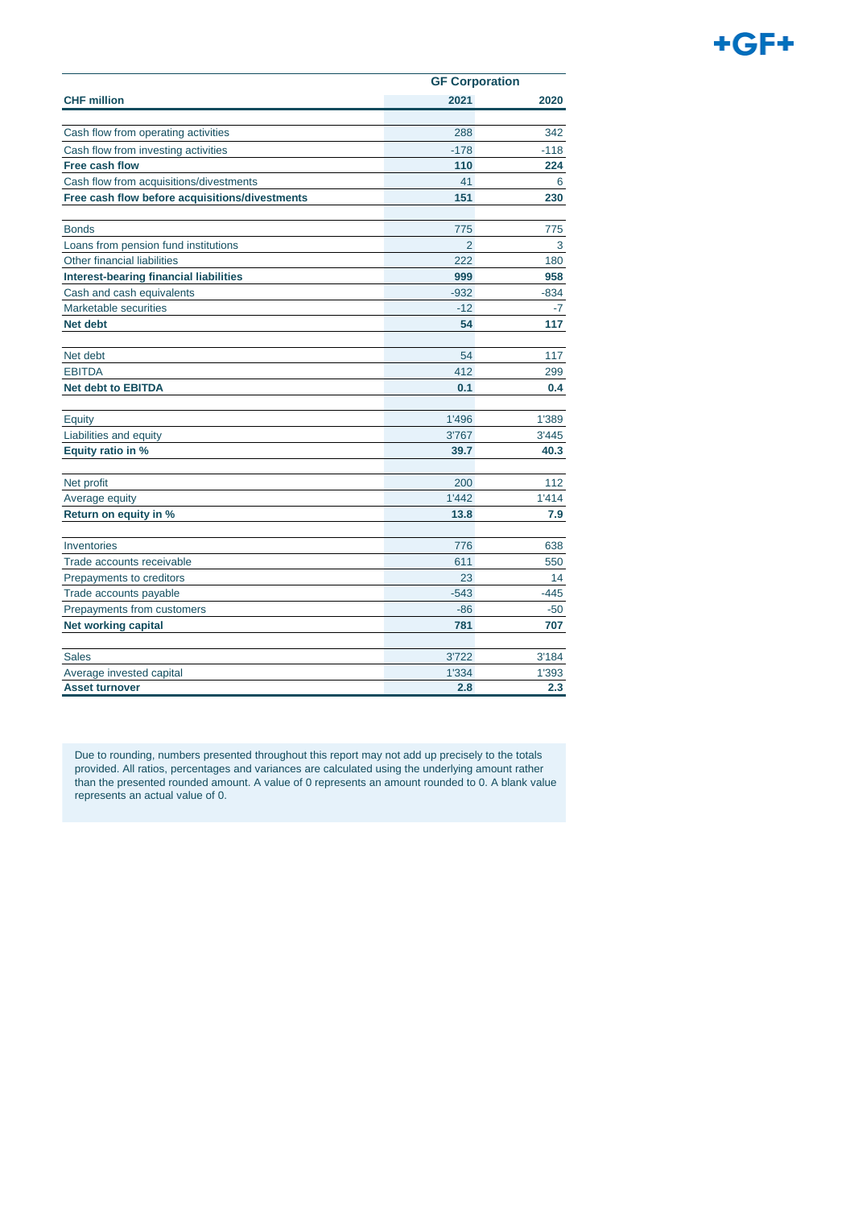| | GF Corporation | |
|---|---|---|
| **CHF million** | **2021** | **2020** |
| Cash flow from operating activities | 288 | 342 |
| Cash flow from investing activities | -178 | -118 |
| **Free cash flow** | **110** | **224** |
| Cash flow from acquisitions/divestments | 41 | 6 |
| **Free cash flow before acquisitions/divestments** | **151** | **230** |
| | | |
| Bonds | 775 | 775 |
| Loans from pension fund institutions | 2 | 3 |
| Other financial liabilities | 222 | 180 |
| **Interest-bearing financial liabilities** | **999** | **958** |
| Cash and cash equivalents | -932 | -834 |
| Marketable securities | -12 | -7 |
| **Net debt** | **54** | **117** |
| | | |
| Net debt | 54 | 117 |
| EBITDA | 412 | 299 |
| **Net debt to EBITDA** | **0.1** | **0.4** |
| | | |
| Equity | 1'496 | 1'389 |
| Liabilities and equity | 3'767 | 3'445 |
| **Equity ratio in %** | **39.7** | **40.3** |
| | | |
| Net profit | 200 | 112 |
| Average equity | 1'442 | 1'414 |
| **Return on equity in %** | **13.8** | **7.9** |
| | | |
| Inventories | 776 | 638 |
| Trade accounts receivable | 611 | 550 |
| Prepayments to creditors | 23 | 14 |
| Trade accounts payable | -543 | -445 |
| Prepayments from customers | -86 | -50 |
| **Net working capital** | **781** | **707** |
| | | |
| Sales | 3'722 | 3'184 |
| Average invested capital | 1'334 | 1'393 |
| **Asset turnover** | **2.8** | **2.3** |

Due to rounding, numbers presented throughout this report may not add up precisely to the totals provided. All ratios, percentages and variances are calculated using the underlying amount rather than the presented rounded amount. A value of 0 represents an amount rounded to 0. A blank value represents an actual value of 0.